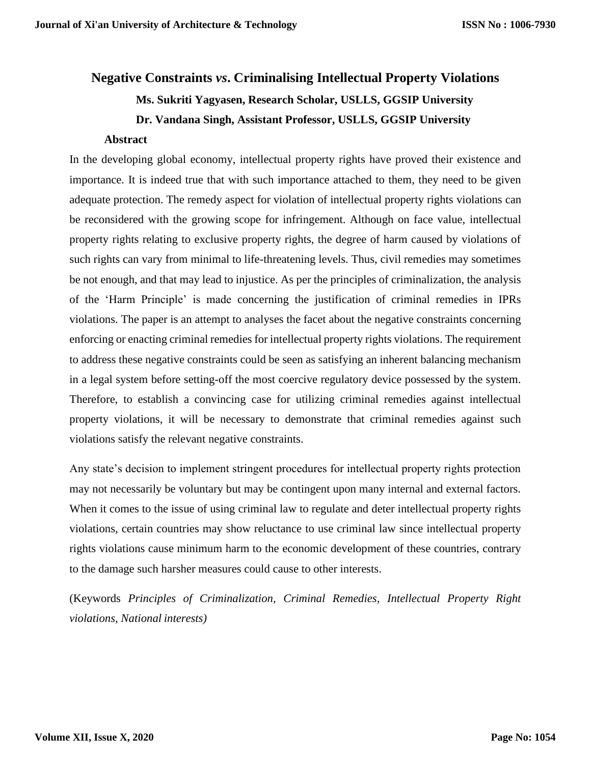# Negative Constraints *vs*. Criminalising Intellectual Property Violations

**Ms. Sukriti Yagyasen, Research Scholar, USLLS, GGSIP University**

**Dr. Vandana Singh, Assistant Professor, USLLS, GGSIP University**

## Abstract

In the developing global economy, intellectual property rights have proved their existence and importance. It is indeed true that with such importance attached to them, they need to be given adequate protection. The remedy aspect for violation of intellectual property rights violations can be reconsidered with the growing scope for infringement. Although on face value, intellectual property rights relating to exclusive property rights, the degree of harm caused by violations of such rights can vary from minimal to life-threatening levels. Thus, civil remedies may sometimes be not enough, and that may lead to injustice. As per the principles of criminalization, the analysis of the 'Harm Principle' is made concerning the justification of criminal remedies in IPRs violations. The paper is an attempt to analyses the facet about the negative constraints concerning enforcing or enacting criminal remedies for intellectual property rights violations. The requirement to address these negative constraints could be seen as satisfying an inherent balancing mechanism in a legal system before setting-off the most coercive regulatory device possessed by the system. Therefore, to establish a convincing case for utilizing criminal remedies against intellectual property violations, it will be necessary to demonstrate that criminal remedies against such violations satisfy the relevant negative constraints.

Any state's decision to implement stringent procedures for intellectual property rights protection may not necessarily be voluntary but may be contingent upon many internal and external factors. When it comes to the issue of using criminal law to regulate and deter intellectual property rights violations, certain countries may show reluctance to use criminal law since intellectual property rights violations cause minimum harm to the economic development of these countries, contrary to the damage such harsher measures could cause to other interests.

(Keywords *Principles of Criminalization, Criminal Remedies, Intellectual Property Right violations, National interests)*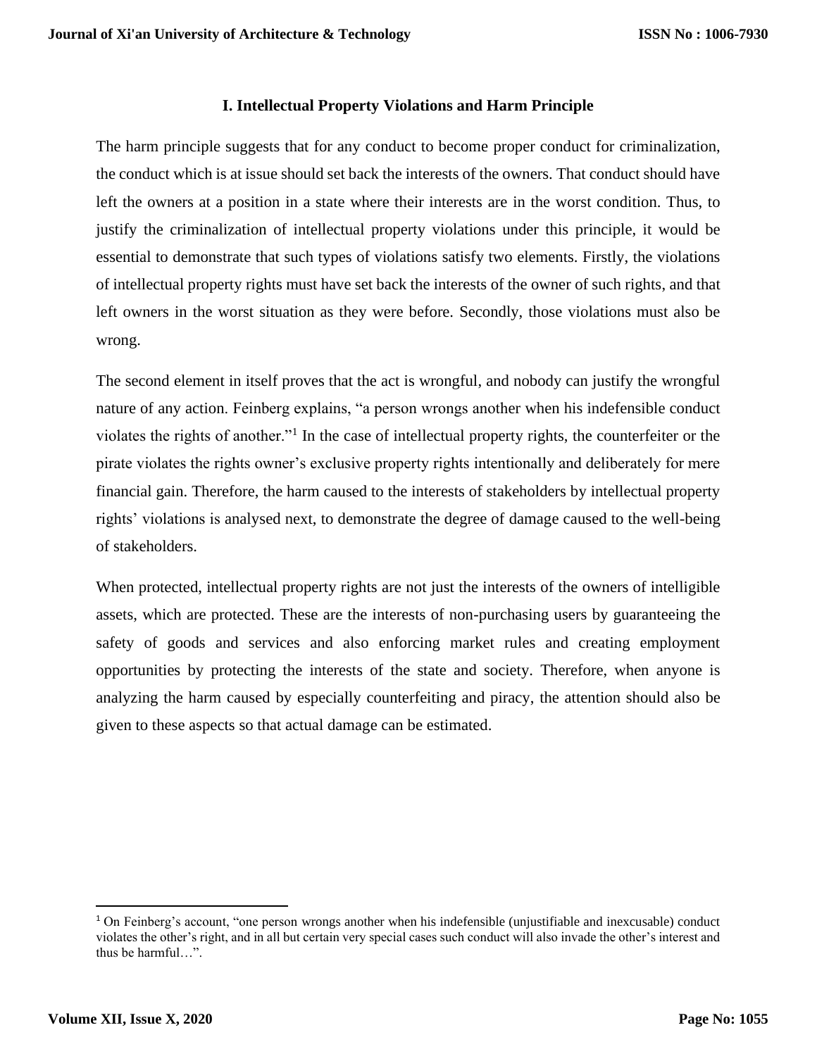## I. Intellectual Property Violations and Harm Principle

The harm principle suggests that for any conduct to become proper conduct for criminalization, the conduct which is at issue should set back the interests of the owners. That conduct should have left the owners at a position in a state where their interests are in the worst condition. Thus, to justify the criminalization of intellectual property violations under this principle, it would be essential to demonstrate that such types of violations satisfy two elements. Firstly, the violations of intellectual property rights must have set back the interests of the owner of such rights, and that left owners in the worst situation as they were before. Secondly, those violations must also be wrong.

The second element in itself proves that the act is wrongful, and nobody can justify the wrongful nature of any action. Feinberg explains, "a person wrongs another when his indefensible conduct violates the rights of another."[1] In the case of intellectual property rights, the counterfeiter or the pirate violates the rights owner's exclusive property rights intentionally and deliberately for mere financial gain. Therefore, the harm caused to the interests of stakeholders by intellectual property rights' violations is analysed next, to demonstrate the degree of damage caused to the well-being of stakeholders.

When protected, intellectual property rights are not just the interests of the owners of intelligible assets, which are protected. These are the interests of non-purchasing users by guaranteeing the safety of goods and services and also enforcing market rules and creating employment opportunities by protecting the interests of the state and society. Therefore, when anyone is analyzing the harm caused by especially counterfeiting and piracy, the attention should also be given to these aspects so that actual damage can be estimated.

---

[1] On Feinberg's account, "one person wrongs another when his indefensible (unjustifiable and inexcusable) conduct violates the other's right, and in all but certain very special cases such conduct will also invade the other's interest and thus be harmful…".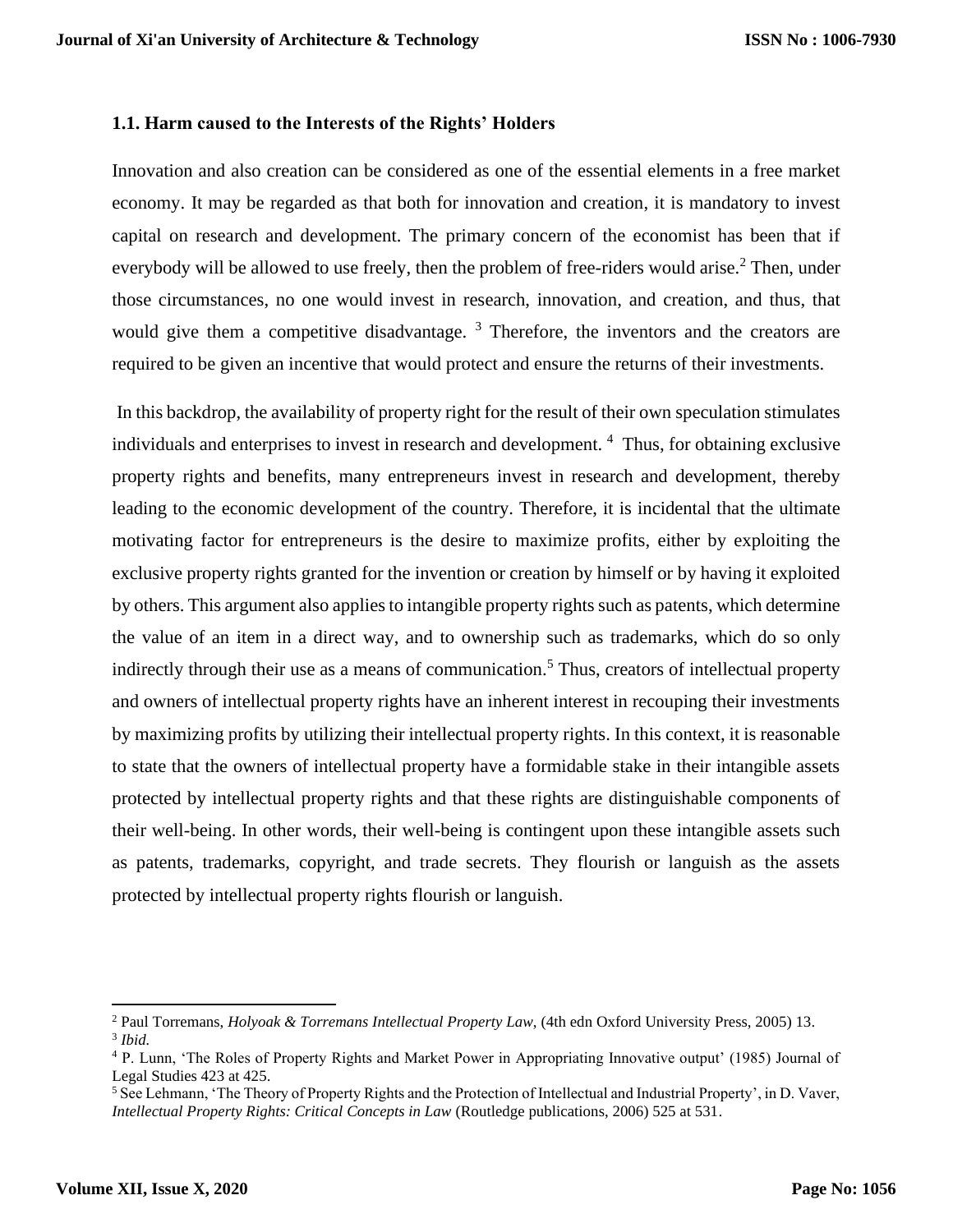### 1.1. Harm caused to the Interests of the Rights' Holders

Innovation and also creation can be considered as one of the essential elements in a free market economy. It may be regarded as that both for innovation and creation, it is mandatory to invest capital on research and development. The primary concern of the economist has been that if everybody will be allowed to use freely, then the problem of free-riders would arise.[2] Then, under those circumstances, no one would invest in research, innovation, and creation, and thus, that would give them a competitive disadvantage. [3] Therefore, the inventors and the creators are required to be given an incentive that would protect and ensure the returns of their investments.

In this backdrop, the availability of property right for the result of their own speculation stimulates individuals and enterprises to invest in research and development. [4] Thus, for obtaining exclusive property rights and benefits, many entrepreneurs invest in research and development, thereby leading to the economic development of the country. Therefore, it is incidental that the ultimate motivating factor for entrepreneurs is the desire to maximize profits, either by exploiting the exclusive property rights granted for the invention or creation by himself or by having it exploited by others. This argument also applies to intangible property rights such as patents, which determine the value of an item in a direct way, and to ownership such as trademarks, which do so only indirectly through their use as a means of communication.[5] Thus, creators of intellectual property and owners of intellectual property rights have an inherent interest in recouping their investments by maximizing profits by utilizing their intellectual property rights. In this context, it is reasonable to state that the owners of intellectual property have a formidable stake in their intangible assets protected by intellectual property rights and that these rights are distinguishable components of their well-being. In other words, their well-being is contingent upon these intangible assets such as patents, trademarks, copyright, and trade secrets. They flourish or languish as the assets protected by intellectual property rights flourish or languish.

---

[2] Paul Torremans, *Holyoak & Torremans Intellectual Property Law*, (4th edn Oxford University Press, 2005) 13.

[3] *Ibid.*

[4] P. Lunn, 'The Roles of Property Rights and Market Power in Appropriating Innovative output' (1985) Journal of Legal Studies 423 at 425.

[5] See Lehmann, 'The Theory of Property Rights and the Protection of Intellectual and Industrial Property', in D. Vaver, *Intellectual Property Rights: Critical Concepts in Law* (Routledge publications, 2006) 525 at 531.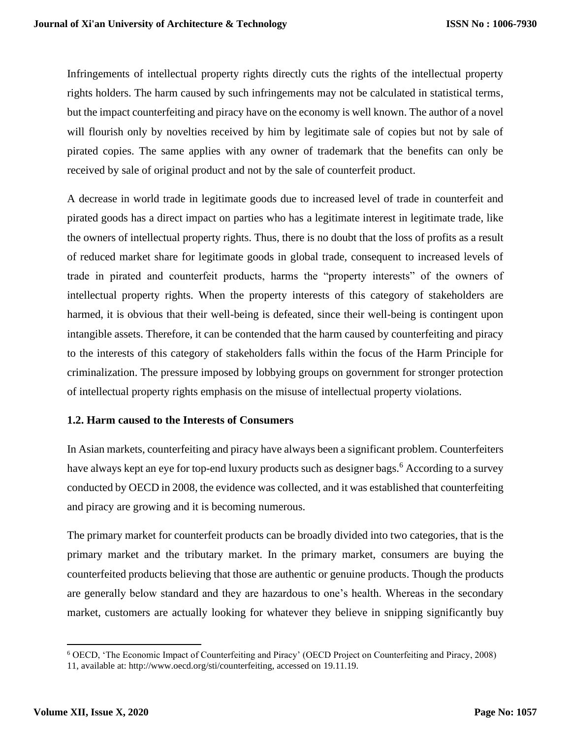Infringements of intellectual property rights directly cuts the rights of the intellectual property rights holders. The harm caused by such infringements may not be calculated in statistical terms, but the impact counterfeiting and piracy have on the economy is well known. The author of a novel will flourish only by novelties received by him by legitimate sale of copies but not by sale of pirated copies. The same applies with any owner of trademark that the benefits can only be received by sale of original product and not by the sale of counterfeit product.

A decrease in world trade in legitimate goods due to increased level of trade in counterfeit and pirated goods has a direct impact on parties who has a legitimate interest in legitimate trade, like the owners of intellectual property rights. Thus, there is no doubt that the loss of profits as a result of reduced market share for legitimate goods in global trade, consequent to increased levels of trade in pirated and counterfeit products, harms the "property interests" of the owners of intellectual property rights. When the property interests of this category of stakeholders are harmed, it is obvious that their well-being is defeated, since their well-being is contingent upon intangible assets. Therefore, it can be contended that the harm caused by counterfeiting and piracy to the interests of this category of stakeholders falls within the focus of the Harm Principle for criminalization. The pressure imposed by lobbying groups on government for stronger protection of intellectual property rights emphasis on the misuse of intellectual property violations.

### 1.2. Harm caused to the Interests of Consumers

In Asian markets, counterfeiting and piracy have always been a significant problem. Counterfeiters have always kept an eye for top-end luxury products such as designer bags.[6] According to a survey conducted by OECD in 2008, the evidence was collected, and it was established that counterfeiting and piracy are growing and it is becoming numerous.

The primary market for counterfeit products can be broadly divided into two categories, that is the primary market and the tributary market. In the primary market, consumers are buying the counterfeited products believing that those are authentic or genuine products. Though the products are generally below standard and they are hazardous to one's health. Whereas in the secondary market, customers are actually looking for whatever they believe in snipping significantly buy

---

[6] OECD, 'The Economic Impact of Counterfeiting and Piracy' (OECD Project on Counterfeiting and Piracy, 2008) 11, available at: http://www.oecd.org/sti/counterfeiting, accessed on 19.11.19.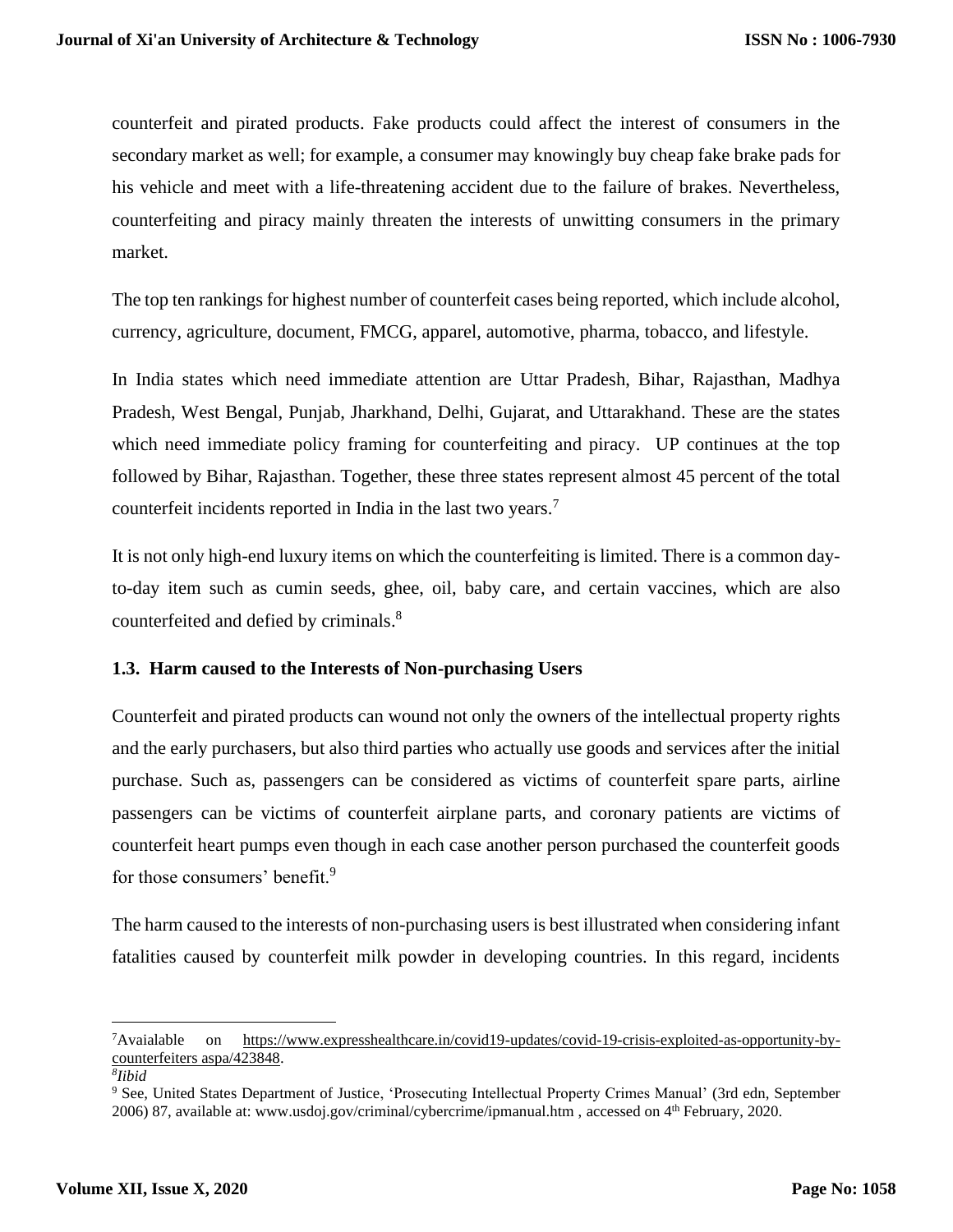counterfeit and pirated products. Fake products could affect the interest of consumers in the secondary market as well; for example, a consumer may knowingly buy cheap fake brake pads for his vehicle and meet with a life-threatening accident due to the failure of brakes. Nevertheless, counterfeiting and piracy mainly threaten the interests of unwitting consumers in the primary market.

The top ten rankings for highest number of counterfeit cases being reported, which include alcohol, currency, agriculture, document, FMCG, apparel, automotive, pharma, tobacco, and lifestyle.

In India states which need immediate attention are Uttar Pradesh, Bihar, Rajasthan, Madhya Pradesh, West Bengal, Punjab, Jharkhand, Delhi, Gujarat, and Uttarakhand. These are the states which need immediate policy framing for counterfeiting and piracy. UP continues at the top followed by Bihar, Rajasthan. Together, these three states represent almost 45 percent of the total counterfeit incidents reported in India in the last two years.[7]

It is not only high-end luxury items on which the counterfeiting is limited. There is a common day-to-day item such as cumin seeds, ghee, oil, baby care, and certain vaccines, which are also counterfeited and defied by criminals.[8]

### 1.3. Harm caused to the Interests of Non-purchasing Users

Counterfeit and pirated products can wound not only the owners of the intellectual property rights and the early purchasers, but also third parties who actually use goods and services after the initial purchase. Such as, passengers can be considered as victims of counterfeit spare parts, airline passengers can be victims of counterfeit airplane parts, and coronary patients are victims of counterfeit heart pumps even though in each case another person purchased the counterfeit goods for those consumers' benefit.[9]

The harm caused to the interests of non-purchasing users is best illustrated when considering infant fatalities caused by counterfeit milk powder in developing countries. In this regard, incidents

---

[7] Avaialable on https://www.expresshealthcare.in/covid19-updates/covid-19-crisis-exploited-as-opportunity-by-counterfeiters aspa/423848.

[8] *Iibid*

[9] See, United States Department of Justice, 'Prosecuting Intellectual Property Crimes Manual' (3rd edn, September 2006) 87, available at: www.usdoj.gov/criminal/cybercrime/ipmanual.htm , accessed on 4th February, 2020.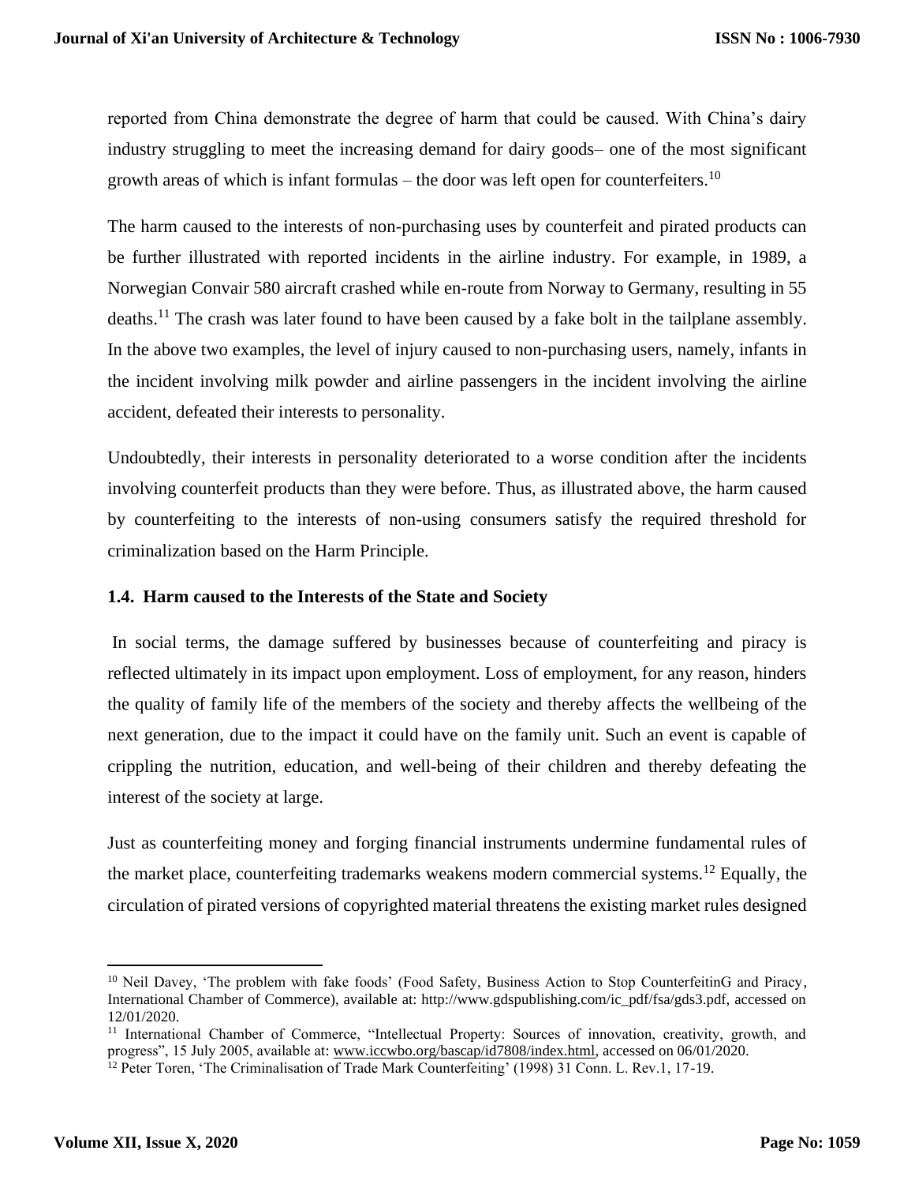reported from China demonstrate the degree of harm that could be caused. With China's dairy industry struggling to meet the increasing demand for dairy goods– one of the most significant growth areas of which is infant formulas – the door was left open for counterfeiters.[10]

The harm caused to the interests of non-purchasing uses by counterfeit and pirated products can be further illustrated with reported incidents in the airline industry. For example, in 1989, a Norwegian Convair 580 aircraft crashed while en-route from Norway to Germany, resulting in 55 deaths.[11] The crash was later found to have been caused by a fake bolt in the tailplane assembly. In the above two examples, the level of injury caused to non-purchasing users, namely, infants in the incident involving milk powder and airline passengers in the incident involving the airline accident, defeated their interests to personality.

Undoubtedly, their interests in personality deteriorated to a worse condition after the incidents involving counterfeit products than they were before. Thus, as illustrated above, the harm caused by counterfeiting to the interests of non-using consumers satisfy the required threshold for criminalization based on the Harm Principle.

### 1.4. Harm caused to the Interests of the State and Society

In social terms, the damage suffered by businesses because of counterfeiting and piracy is reflected ultimately in its impact upon employment. Loss of employment, for any reason, hinders the quality of family life of the members of the society and thereby affects the wellbeing of the next generation, due to the impact it could have on the family unit. Such an event is capable of crippling the nutrition, education, and well-being of their children and thereby defeating the interest of the society at large.

Just as counterfeiting money and forging financial instruments undermine fundamental rules of the market place, counterfeiting trademarks weakens modern commercial systems.[12] Equally, the circulation of pirated versions of copyrighted material threatens the existing market rules designed

---

[10] Neil Davey, 'The problem with fake foods' (Food Safety, Business Action to Stop CounterfeitinG and Piracy, International Chamber of Commerce), available at: http://www.gdspublishing.com/ic_pdf/fsa/gds3.pdf, accessed on 12/01/2020.

[11] International Chamber of Commerce, "Intellectual Property: Sources of innovation, creativity, growth, and progress", 15 July 2005, available at: www.iccwbo.org/bascap/id7808/index.html, accessed on 06/01/2020.

[12] Peter Toren, 'The Criminalisation of Trade Mark Counterfeiting' (1998) 31 Conn. L. Rev.1, 17-19.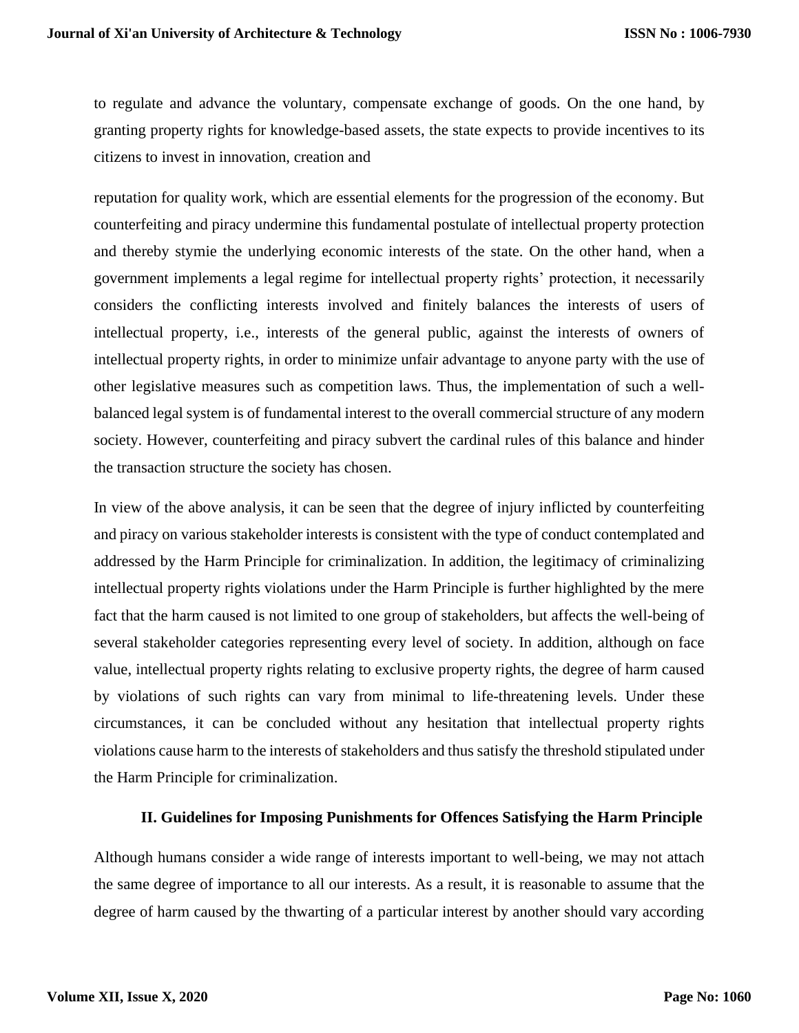to regulate and advance the voluntary, compensate exchange of goods. On the one hand, by granting property rights for knowledge-based assets, the state expects to provide incentives to its citizens to invest in innovation, creation and

reputation for quality work, which are essential elements for the progression of the economy. But counterfeiting and piracy undermine this fundamental postulate of intellectual property protection and thereby stymie the underlying economic interests of the state. On the other hand, when a government implements a legal regime for intellectual property rights' protection, it necessarily considers the conflicting interests involved and finitely balances the interests of users of intellectual property, i.e., interests of the general public, against the interests of owners of intellectual property rights, in order to minimize unfair advantage to anyone party with the use of other legislative measures such as competition laws. Thus, the implementation of such a well-balanced legal system is of fundamental interest to the overall commercial structure of any modern society. However, counterfeiting and piracy subvert the cardinal rules of this balance and hinder the transaction structure the society has chosen.

In view of the above analysis, it can be seen that the degree of injury inflicted by counterfeiting and piracy on various stakeholder interests is consistent with the type of conduct contemplated and addressed by the Harm Principle for criminalization. In addition, the legitimacy of criminalizing intellectual property rights violations under the Harm Principle is further highlighted by the mere fact that the harm caused is not limited to one group of stakeholders, but affects the well-being of several stakeholder categories representing every level of society. In addition, although on face value, intellectual property rights relating to exclusive property rights, the degree of harm caused by violations of such rights can vary from minimal to life-threatening levels. Under these circumstances, it can be concluded without any hesitation that intellectual property rights violations cause harm to the interests of stakeholders and thus satisfy the threshold stipulated under the Harm Principle for criminalization.

## II. Guidelines for Imposing Punishments for Offences Satisfying the Harm Principle

Although humans consider a wide range of interests important to well-being, we may not attach the same degree of importance to all our interests. As a result, it is reasonable to assume that the degree of harm caused by the thwarting of a particular interest by another should vary according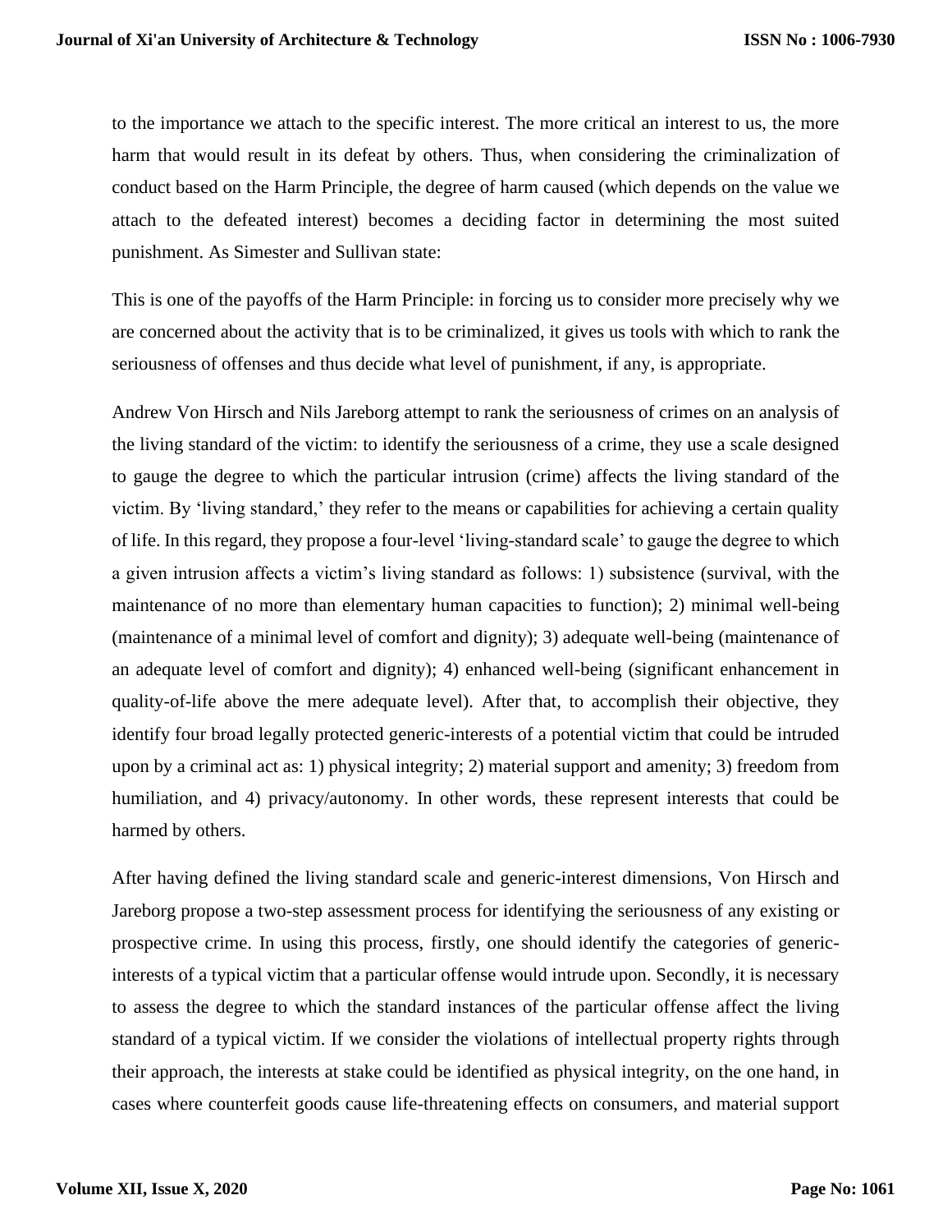to the importance we attach to the specific interest. The more critical an interest to us, the more harm that would result in its defeat by others. Thus, when considering the criminalization of conduct based on the Harm Principle, the degree of harm caused (which depends on the value we attach to the defeated interest) becomes a deciding factor in determining the most suited punishment. As Simester and Sullivan state:

This is one of the payoffs of the Harm Principle: in forcing us to consider more precisely why we are concerned about the activity that is to be criminalized, it gives us tools with which to rank the seriousness of offenses and thus decide what level of punishment, if any, is appropriate.

Andrew Von Hirsch and Nils Jareborg attempt to rank the seriousness of crimes on an analysis of the living standard of the victim: to identify the seriousness of a crime, they use a scale designed to gauge the degree to which the particular intrusion (crime) affects the living standard of the victim. By 'living standard,' they refer to the means or capabilities for achieving a certain quality of life. In this regard, they propose a four-level 'living-standard scale' to gauge the degree to which a given intrusion affects a victim's living standard as follows: 1) subsistence (survival, with the maintenance of no more than elementary human capacities to function); 2) minimal well-being (maintenance of a minimal level of comfort and dignity); 3) adequate well-being (maintenance of an adequate level of comfort and dignity); 4) enhanced well-being (significant enhancement in quality-of-life above the mere adequate level). After that, to accomplish their objective, they identify four broad legally protected generic-interests of a potential victim that could be intruded upon by a criminal act as: 1) physical integrity; 2) material support and amenity; 3) freedom from humiliation, and 4) privacy/autonomy. In other words, these represent interests that could be harmed by others.

After having defined the living standard scale and generic-interest dimensions, Von Hirsch and Jareborg propose a two-step assessment process for identifying the seriousness of any existing or prospective crime. In using this process, firstly, one should identify the categories of generic-interests of a typical victim that a particular offense would intrude upon. Secondly, it is necessary to assess the degree to which the standard instances of the particular offense affect the living standard of a typical victim. If we consider the violations of intellectual property rights through their approach, the interests at stake could be identified as physical integrity, on the one hand, in cases where counterfeit goods cause life-threatening effects on consumers, and material support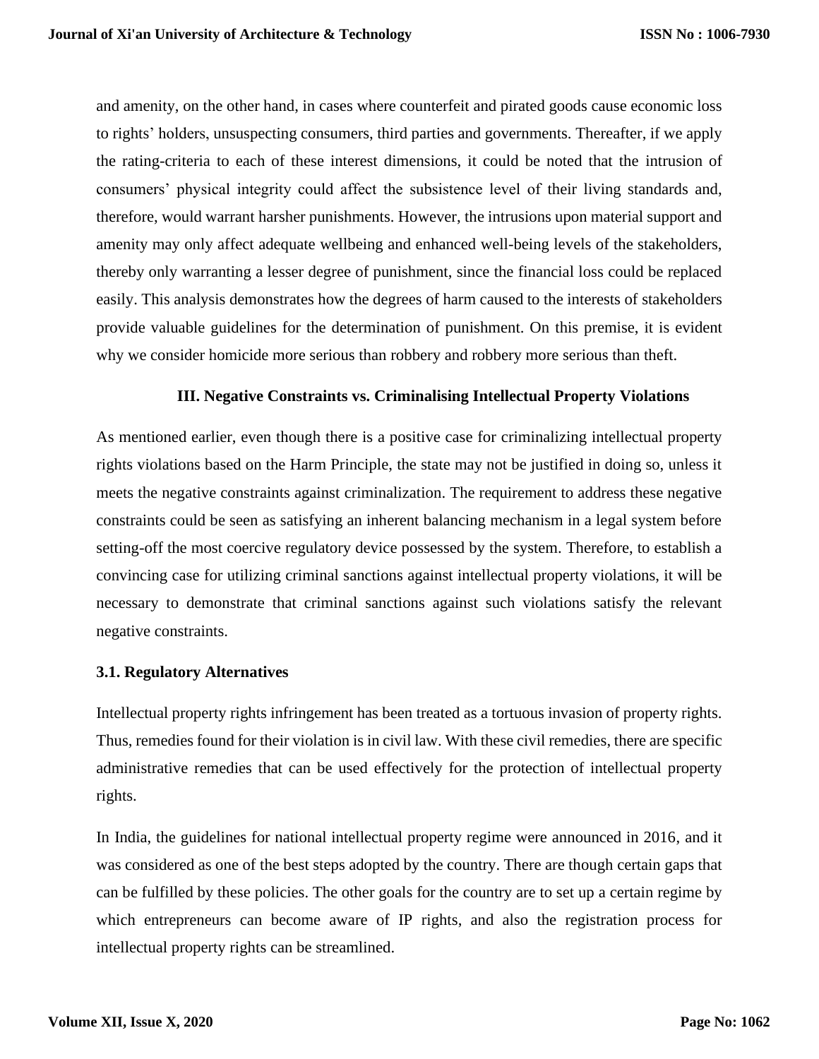and amenity, on the other hand, in cases where counterfeit and pirated goods cause economic loss to rights' holders, unsuspecting consumers, third parties and governments. Thereafter, if we apply the rating-criteria to each of these interest dimensions, it could be noted that the intrusion of consumers' physical integrity could affect the subsistence level of their living standards and, therefore, would warrant harsher punishments. However, the intrusions upon material support and amenity may only affect adequate wellbeing and enhanced well-being levels of the stakeholders, thereby only warranting a lesser degree of punishment, since the financial loss could be replaced easily. This analysis demonstrates how the degrees of harm caused to the interests of stakeholders provide valuable guidelines for the determination of punishment. On this premise, it is evident why we consider homicide more serious than robbery and robbery more serious than theft.

## III. Negative Constraints vs. Criminalising Intellectual Property Violations

As mentioned earlier, even though there is a positive case for criminalizing intellectual property rights violations based on the Harm Principle, the state may not be justified in doing so, unless it meets the negative constraints against criminalization. The requirement to address these negative constraints could be seen as satisfying an inherent balancing mechanism in a legal system before setting-off the most coercive regulatory device possessed by the system. Therefore, to establish a convincing case for utilizing criminal sanctions against intellectual property violations, it will be necessary to demonstrate that criminal sanctions against such violations satisfy the relevant negative constraints.

### 3.1. Regulatory Alternatives

Intellectual property rights infringement has been treated as a tortuous invasion of property rights. Thus, remedies found for their violation is in civil law. With these civil remedies, there are specific administrative remedies that can be used effectively for the protection of intellectual property rights.

In India, the guidelines for national intellectual property regime were announced in 2016, and it was considered as one of the best steps adopted by the country. There are though certain gaps that can be fulfilled by these policies. The other goals for the country are to set up a certain regime by which entrepreneurs can become aware of IP rights, and also the registration process for intellectual property rights can be streamlined.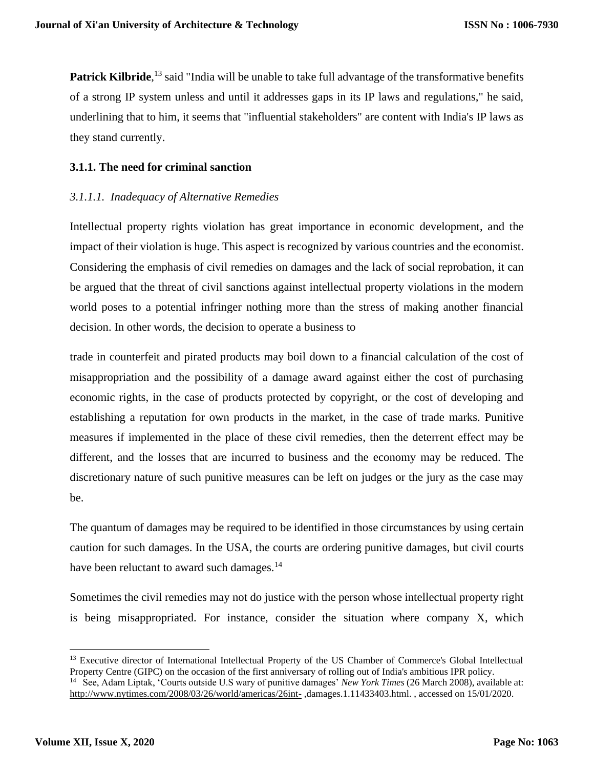**Patrick Kilbride**,[13] said "India will be unable to take full advantage of the transformative benefits of a strong IP system unless and until it addresses gaps in its IP laws and regulations," he said, underlining that to him, it seems that "influential stakeholders" are content with India's IP laws as they stand currently.

### 3.1.1. The need for criminal sanction

#### *3.1.1.1. Inadequacy of Alternative Remedies*

Intellectual property rights violation has great importance in economic development, and the impact of their violation is huge. This aspect is recognized by various countries and the economist. Considering the emphasis of civil remedies on damages and the lack of social reprobation, it can be argued that the threat of civil sanctions against intellectual property violations in the modern world poses to a potential infringer nothing more than the stress of making another financial decision. In other words, the decision to operate a business to

trade in counterfeit and pirated products may boil down to a financial calculation of the cost of misappropriation and the possibility of a damage award against either the cost of purchasing economic rights, in the case of products protected by copyright, or the cost of developing and establishing a reputation for own products in the market, in the case of trade marks. Punitive measures if implemented in the place of these civil remedies, then the deterrent effect may be different, and the losses that are incurred to business and the economy may be reduced. The discretionary nature of such punitive measures can be left on judges or the jury as the case may be.

The quantum of damages may be required to be identified in those circumstances by using certain caution for such damages. In the USA, the courts are ordering punitive damages, but civil courts have been reluctant to award such damages.[14]

Sometimes the civil remedies may not do justice with the person whose intellectual property right is being misappropriated. For instance, consider the situation where company X, which

---

[13] Executive director of International Intellectual Property of the US Chamber of Commerce's Global Intellectual Property Centre (GIPC) on the occasion of the first anniversary of rolling out of India's ambitious IPR policy.

[14] See, Adam Liptak, 'Courts outside U.S wary of punitive damages' *New York Times* (26 March 2008), available at: http://www.nytimes.com/2008/03/26/world/americas/26int- ,damages.1.11433403.html. , accessed on 15/01/2020.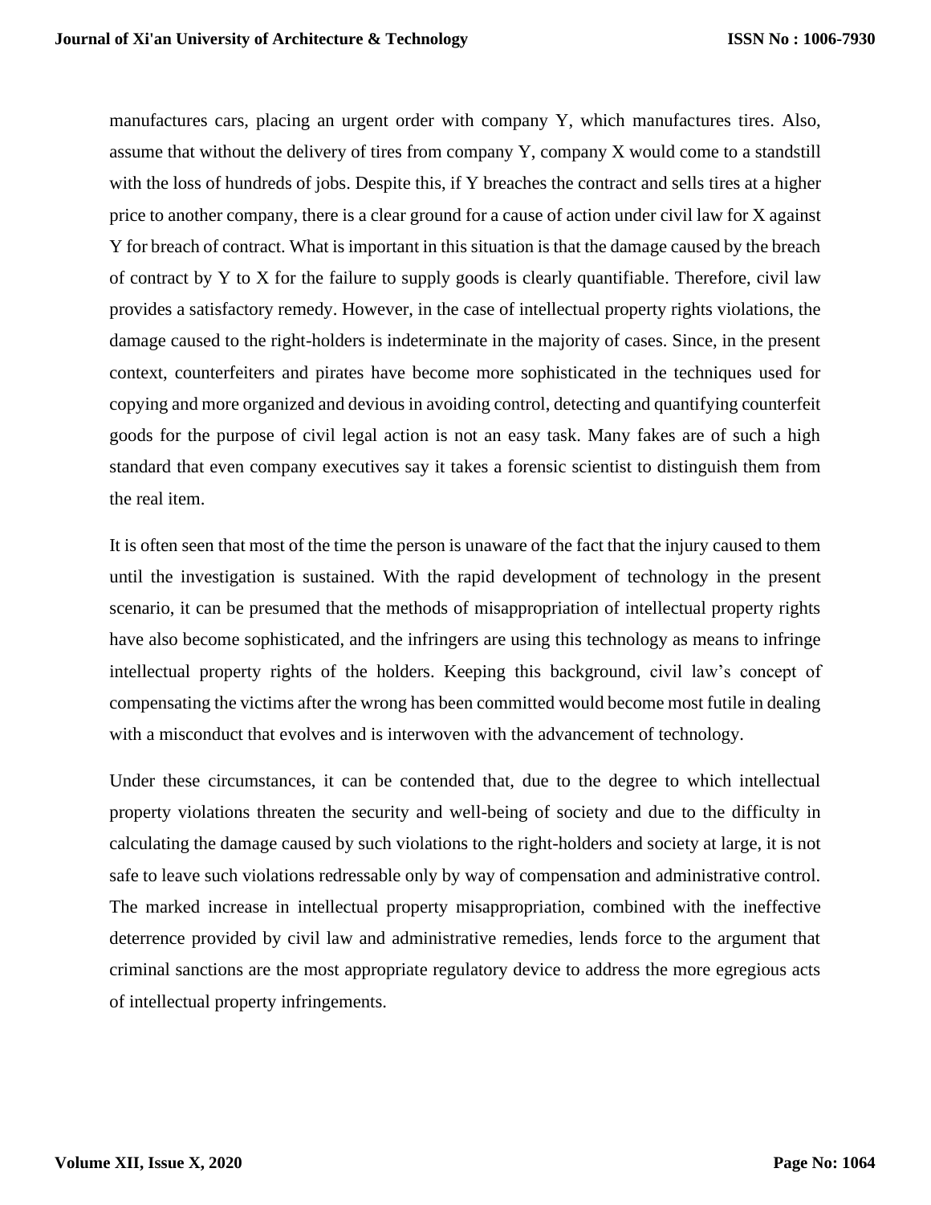manufactures cars, placing an urgent order with company Y, which manufactures tires. Also, assume that without the delivery of tires from company Y, company X would come to a standstill with the loss of hundreds of jobs. Despite this, if Y breaches the contract and sells tires at a higher price to another company, there is a clear ground for a cause of action under civil law for X against Y for breach of contract. What is important in this situation is that the damage caused by the breach of contract by Y to X for the failure to supply goods is clearly quantifiable. Therefore, civil law provides a satisfactory remedy. However, in the case of intellectual property rights violations, the damage caused to the right-holders is indeterminate in the majority of cases. Since, in the present context, counterfeiters and pirates have become more sophisticated in the techniques used for copying and more organized and devious in avoiding control, detecting and quantifying counterfeit goods for the purpose of civil legal action is not an easy task. Many fakes are of such a high standard that even company executives say it takes a forensic scientist to distinguish them from the real item.

It is often seen that most of the time the person is unaware of the fact that the injury caused to them until the investigation is sustained. With the rapid development of technology in the present scenario, it can be presumed that the methods of misappropriation of intellectual property rights have also become sophisticated, and the infringers are using this technology as means to infringe intellectual property rights of the holders. Keeping this background, civil law's concept of compensating the victims after the wrong has been committed would become most futile in dealing with a misconduct that evolves and is interwoven with the advancement of technology.

Under these circumstances, it can be contended that, due to the degree to which intellectual property violations threaten the security and well-being of society and due to the difficulty in calculating the damage caused by such violations to the right-holders and society at large, it is not safe to leave such violations redressable only by way of compensation and administrative control. The marked increase in intellectual property misappropriation, combined with the ineffective deterrence provided by civil law and administrative remedies, lends force to the argument that criminal sanctions are the most appropriate regulatory device to address the more egregious acts of intellectual property infringements.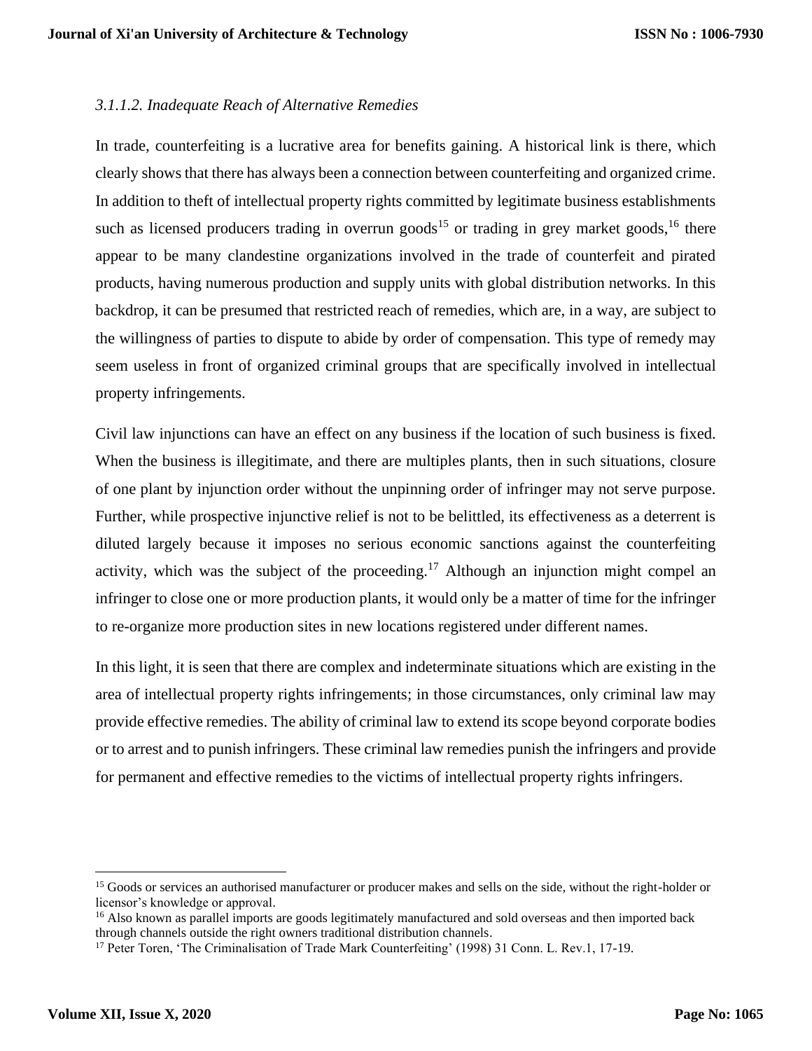### *3.1.1.2. Inadequate Reach of Alternative Remedies*

In trade, counterfeiting is a lucrative area for benefits gaining. A historical link is there, which clearly shows that there has always been a connection between counterfeiting and organized crime. In addition to theft of intellectual property rights committed by legitimate business establishments such as licensed producers trading in overrun goods[15] or trading in grey market goods,[16] there appear to be many clandestine organizations involved in the trade of counterfeit and pirated products, having numerous production and supply units with global distribution networks. In this backdrop, it can be presumed that restricted reach of remedies, which are, in a way, are subject to the willingness of parties to dispute to abide by order of compensation. This type of remedy may seem useless in front of organized criminal groups that are specifically involved in intellectual property infringements.

Civil law injunctions can have an effect on any business if the location of such business is fixed. When the business is illegitimate, and there are multiples plants, then in such situations, closure of one plant by injunction order without the unpinning order of infringer may not serve purpose. Further, while prospective injunctive relief is not to be belittled, its effectiveness as a deterrent is diluted largely because it imposes no serious economic sanctions against the counterfeiting activity, which was the subject of the proceeding.[17] Although an injunction might compel an infringer to close one or more production plants, it would only be a matter of time for the infringer to re-organize more production sites in new locations registered under different names.

In this light, it is seen that there are complex and indeterminate situations which are existing in the area of intellectual property rights infringements; in those circumstances, only criminal law may provide effective remedies. The ability of criminal law to extend its scope beyond corporate bodies or to arrest and to punish infringers. These criminal law remedies punish the infringers and provide for permanent and effective remedies to the victims of intellectual property rights infringers.

---

[15] Goods or services an authorised manufacturer or producer makes and sells on the side, without the right-holder or licensor's knowledge or approval.

[16] Also known as parallel imports are goods legitimately manufactured and sold overseas and then imported back through channels outside the right owners traditional distribution channels.

[17] Peter Toren, 'The Criminalisation of Trade Mark Counterfeiting' (1998) 31 Conn. L. Rev.1, 17-19.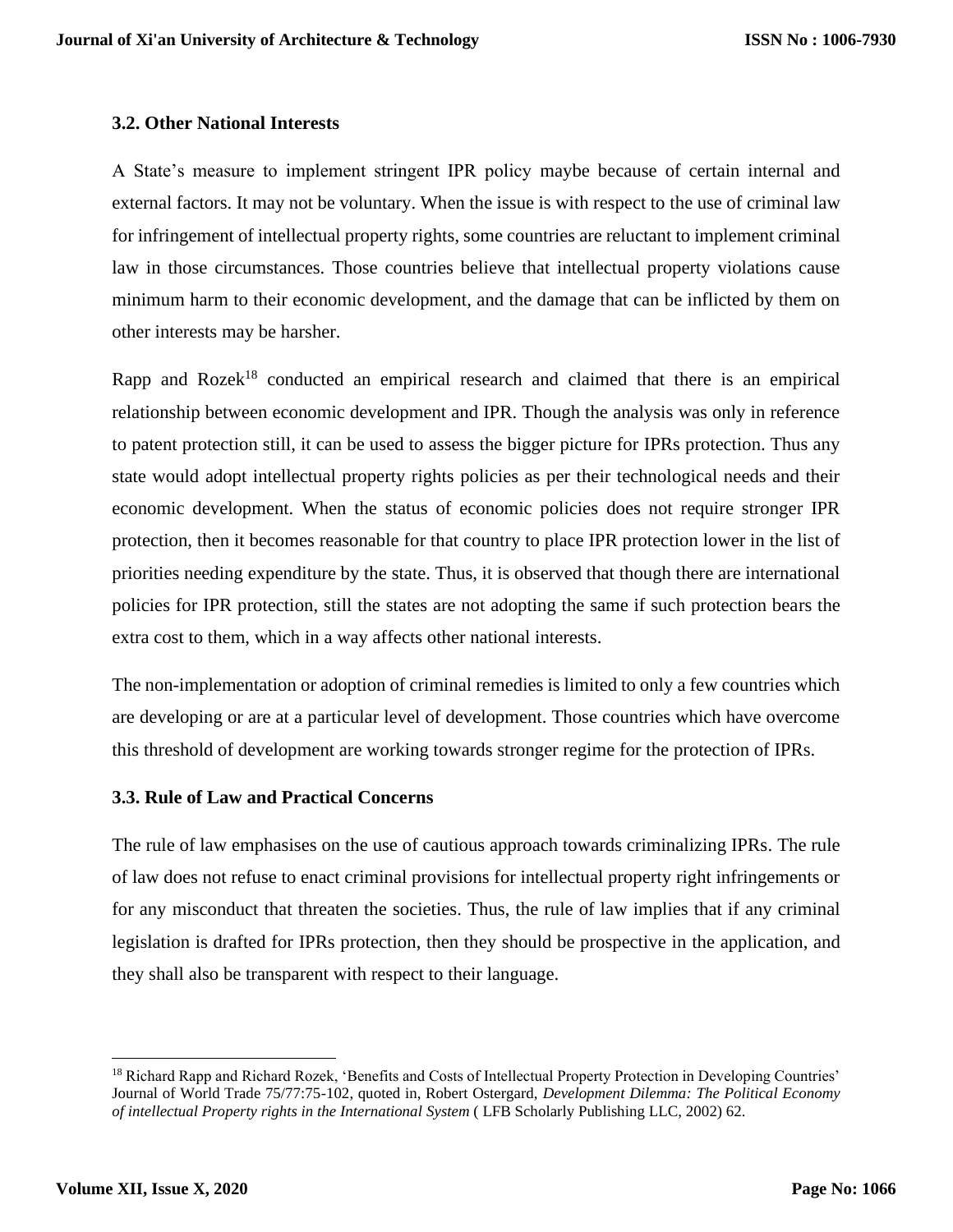### 3.2. Other National Interests

A State's measure to implement stringent IPR policy maybe because of certain internal and external factors. It may not be voluntary. When the issue is with respect to the use of criminal law for infringement of intellectual property rights, some countries are reluctant to implement criminal law in those circumstances. Those countries believe that intellectual property violations cause minimum harm to their economic development, and the damage that can be inflicted by them on other interests may be harsher.

Rapp and Rozek[18] conducted an empirical research and claimed that there is an empirical relationship between economic development and IPR. Though the analysis was only in reference to patent protection still, it can be used to assess the bigger picture for IPRs protection. Thus any state would adopt intellectual property rights policies as per their technological needs and their economic development. When the status of economic policies does not require stronger IPR protection, then it becomes reasonable for that country to place IPR protection lower in the list of priorities needing expenditure by the state. Thus, it is observed that though there are international policies for IPR protection, still the states are not adopting the same if such protection bears the extra cost to them, which in a way affects other national interests.

The non-implementation or adoption of criminal remedies is limited to only a few countries which are developing or are at a particular level of development. Those countries which have overcome this threshold of development are working towards stronger regime for the protection of IPRs.

### 3.3. Rule of Law and Practical Concerns

The rule of law emphasises on the use of cautious approach towards criminalizing IPRs. The rule of law does not refuse to enact criminal provisions for intellectual property right infringements or for any misconduct that threaten the societies. Thus, the rule of law implies that if any criminal legislation is drafted for IPRs protection, then they should be prospective in the application, and they shall also be transparent with respect to their language.

---

[18] Richard Rapp and Richard Rozek, 'Benefits and Costs of Intellectual Property Protection in Developing Countries' Journal of World Trade 75/77:75-102, quoted in, Robert Ostergard, *Development Dilemma: The Political Economy of intellectual Property rights in the International System* ( LFB Scholarly Publishing LLC, 2002) 62.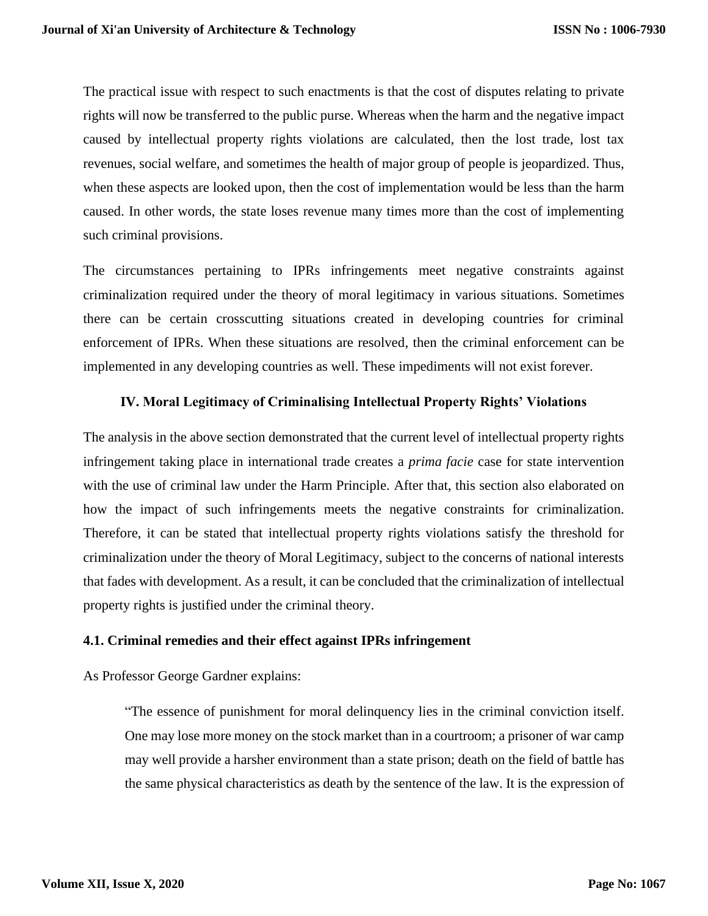The practical issue with respect to such enactments is that the cost of disputes relating to private rights will now be transferred to the public purse. Whereas when the harm and the negative impact caused by intellectual property rights violations are calculated, then the lost trade, lost tax revenues, social welfare, and sometimes the health of major group of people is jeopardized. Thus, when these aspects are looked upon, then the cost of implementation would be less than the harm caused. In other words, the state loses revenue many times more than the cost of implementing such criminal provisions.

The circumstances pertaining to IPRs infringements meet negative constraints against criminalization required under the theory of moral legitimacy in various situations. Sometimes there can be certain crosscutting situations created in developing countries for criminal enforcement of IPRs. When these situations are resolved, then the criminal enforcement can be implemented in any developing countries as well. These impediments will not exist forever.

## IV. Moral Legitimacy of Criminalising Intellectual Property Rights' Violations

The analysis in the above section demonstrated that the current level of intellectual property rights infringement taking place in international trade creates a *prima facie* case for state intervention with the use of criminal law under the Harm Principle. After that, this section also elaborated on how the impact of such infringements meets the negative constraints for criminalization. Therefore, it can be stated that intellectual property rights violations satisfy the threshold for criminalization under the theory of Moral Legitimacy, subject to the concerns of national interests that fades with development. As a result, it can be concluded that the criminalization of intellectual property rights is justified under the criminal theory.

### 4.1. Criminal remedies and their effect against IPRs infringement

As Professor George Gardner explains:

> "The essence of punishment for moral delinquency lies in the criminal conviction itself. One may lose more money on the stock market than in a courtroom; a prisoner of war camp may well provide a harsher environment than a state prison; death on the field of battle has the same physical characteristics as death by the sentence of the law. It is the expression of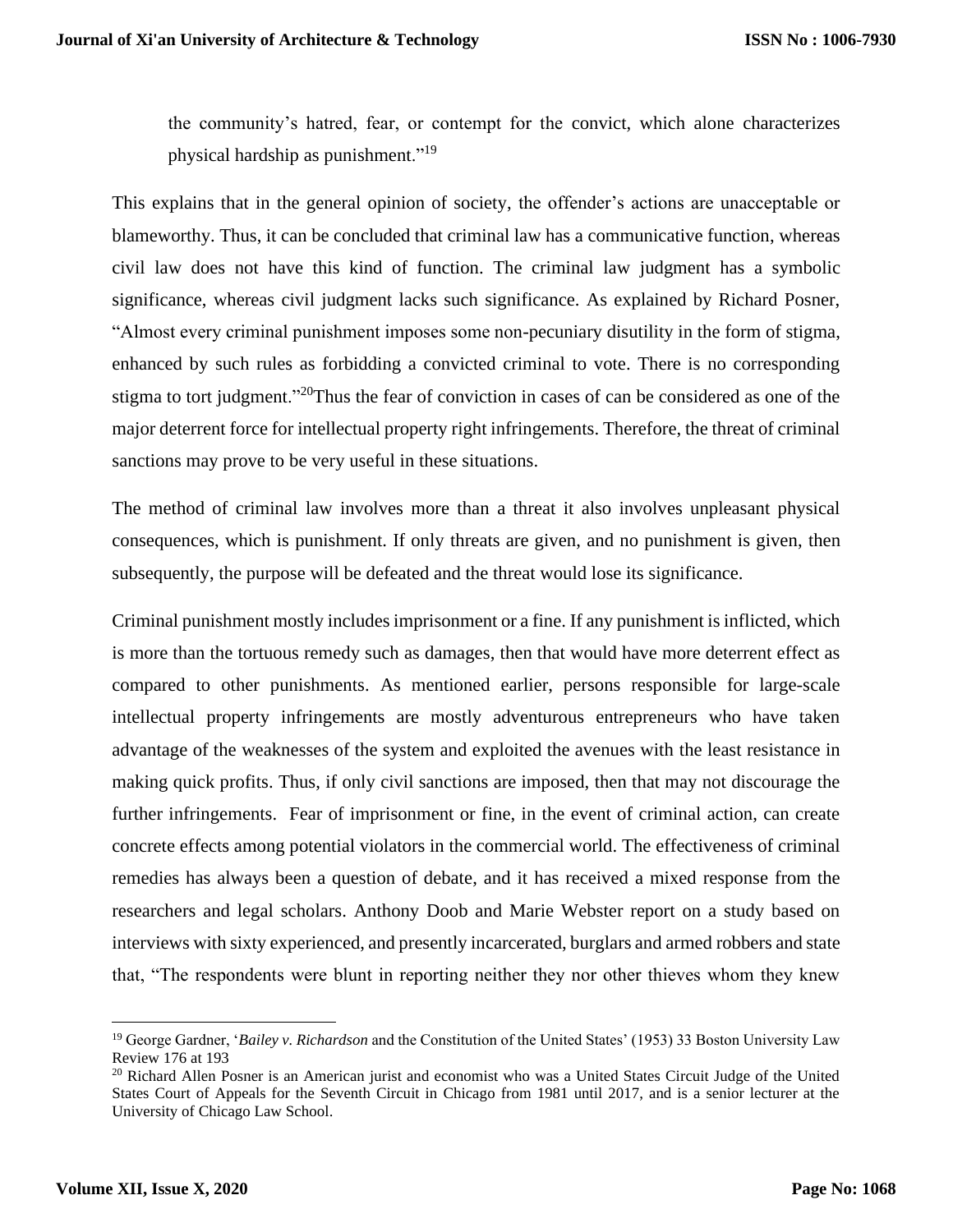the community's hatred, fear, or contempt for the convict, which alone characterizes physical hardship as punishment."[19]

This explains that in the general opinion of society, the offender's actions are unacceptable or blameworthy. Thus, it can be concluded that criminal law has a communicative function, whereas civil law does not have this kind of function. The criminal law judgment has a symbolic significance, whereas civil judgment lacks such significance. As explained by Richard Posner, "Almost every criminal punishment imposes some non-pecuniary disutility in the form of stigma, enhanced by such rules as forbidding a convicted criminal to vote. There is no corresponding stigma to tort judgment."[20]Thus the fear of conviction in cases of can be considered as one of the major deterrent force for intellectual property right infringements. Therefore, the threat of criminal sanctions may prove to be very useful in these situations.

The method of criminal law involves more than a threat it also involves unpleasant physical consequences, which is punishment. If only threats are given, and no punishment is given, then subsequently, the purpose will be defeated and the threat would lose its significance.

Criminal punishment mostly includes imprisonment or a fine. If any punishment is inflicted, which is more than the tortuous remedy such as damages, then that would have more deterrent effect as compared to other punishments. As mentioned earlier, persons responsible for large-scale intellectual property infringements are mostly adventurous entrepreneurs who have taken advantage of the weaknesses of the system and exploited the avenues with the least resistance in making quick profits. Thus, if only civil sanctions are imposed, then that may not discourage the further infringements. Fear of imprisonment or fine, in the event of criminal action, can create concrete effects among potential violators in the commercial world. The effectiveness of criminal remedies has always been a question of debate, and it has received a mixed response from the researchers and legal scholars. Anthony Doob and Marie Webster report on a study based on interviews with sixty experienced, and presently incarcerated, burglars and armed robbers and state that, "The respondents were blunt in reporting neither they nor other thieves whom they knew

---

[19] George Gardner, '*Bailey v. Richardson* and the Constitution of the United States' (1953) 33 Boston University Law Review 176 at 193

[20] Richard Allen Posner is an American jurist and economist who was a United States Circuit Judge of the United States Court of Appeals for the Seventh Circuit in Chicago from 1981 until 2017, and is a senior lecturer at the University of Chicago Law School.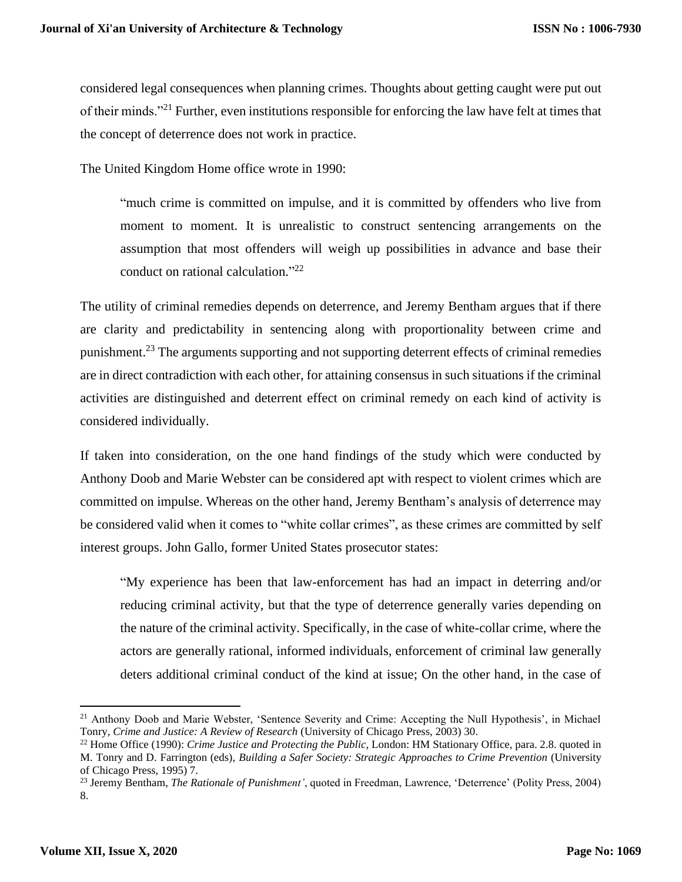considered legal consequences when planning crimes. Thoughts about getting caught were put out of their minds."[21] Further, even institutions responsible for enforcing the law have felt at times that the concept of deterrence does not work in practice.

The United Kingdom Home office wrote in 1990:

> "much crime is committed on impulse, and it is committed by offenders who live from moment to moment. It is unrealistic to construct sentencing arrangements on the assumption that most offenders will weigh up possibilities in advance and base their conduct on rational calculation."[22]

The utility of criminal remedies depends on deterrence, and Jeremy Bentham argues that if there are clarity and predictability in sentencing along with proportionality between crime and punishment.[23] The arguments supporting and not supporting deterrent effects of criminal remedies are in direct contradiction with each other, for attaining consensus in such situations if the criminal activities are distinguished and deterrent effect on criminal remedy on each kind of activity is considered individually.

If taken into consideration, on the one hand findings of the study which were conducted by Anthony Doob and Marie Webster can be considered apt with respect to violent crimes which are committed on impulse. Whereas on the other hand, Jeremy Bentham's analysis of deterrence may be considered valid when it comes to "white collar crimes", as these crimes are committed by self interest groups. John Gallo, former United States prosecutor states:

> "My experience has been that law-enforcement has had an impact in deterring and/or reducing criminal activity, but that the type of deterrence generally varies depending on the nature of the criminal activity. Specifically, in the case of white-collar crime, where the actors are generally rational, informed individuals, enforcement of criminal law generally deters additional criminal conduct of the kind at issue; On the other hand, in the case of

---

[21] Anthony Doob and Marie Webster, 'Sentence Severity and Crime: Accepting the Null Hypothesis', in Michael Tonry, *Crime and Justice: A Review of Research* (University of Chicago Press, 2003) 30.

[22] Home Office (1990): *Crime Justice and Protecting the Public*, London: HM Stationary Office, para. 2.8. quoted in M. Tonry and D. Farrington (eds), *Building a Safer Society: Strategic Approaches to Crime Prevention* (University of Chicago Press, 1995) 7.

[23] Jeremy Bentham, *The Rationale of Punishment'*, quoted in Freedman, Lawrence, 'Deterrence' (Polity Press, 2004) 8.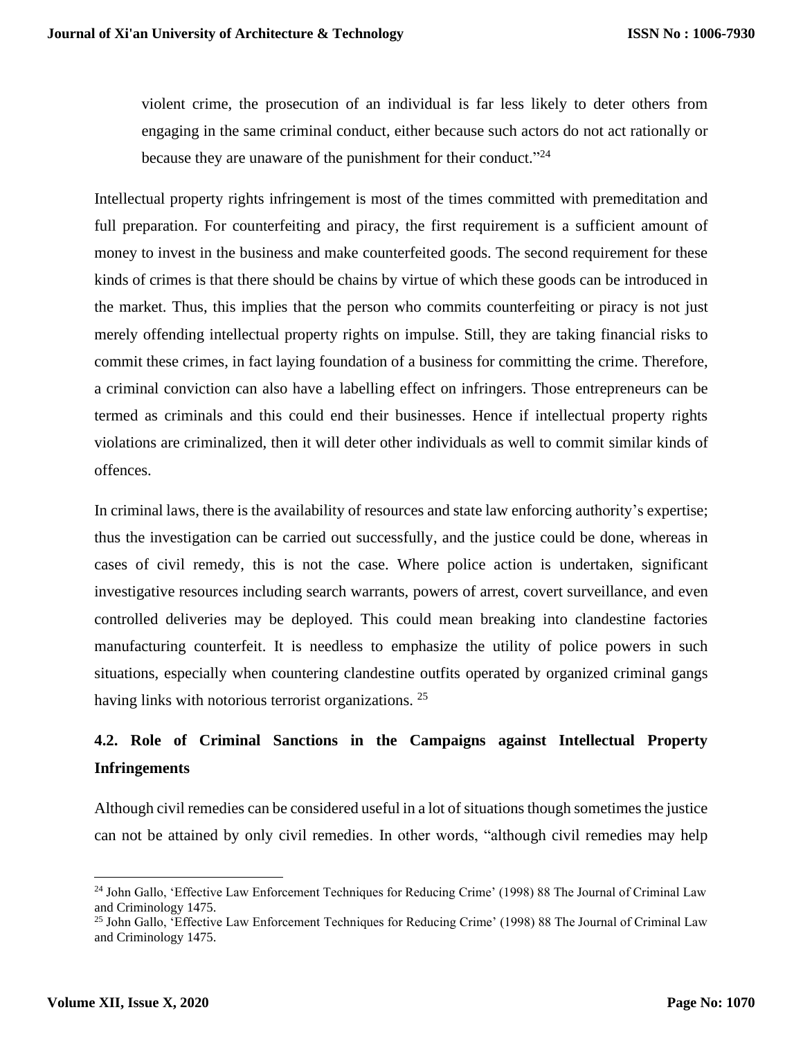violent crime, the prosecution of an individual is far less likely to deter others from engaging in the same criminal conduct, either because such actors do not act rationally or because they are unaware of the punishment for their conduct."[24]

Intellectual property rights infringement is most of the times committed with premeditation and full preparation. For counterfeiting and piracy, the first requirement is a sufficient amount of money to invest in the business and make counterfeited goods. The second requirement for these kinds of crimes is that there should be chains by virtue of which these goods can be introduced in the market. Thus, this implies that the person who commits counterfeiting or piracy is not just merely offending intellectual property rights on impulse. Still, they are taking financial risks to commit these crimes, in fact laying foundation of a business for committing the crime. Therefore, a criminal conviction can also have a labelling effect on infringers. Those entrepreneurs can be termed as criminals and this could end their businesses. Hence if intellectual property rights violations are criminalized, then it will deter other individuals as well to commit similar kinds of offences.

In criminal laws, there is the availability of resources and state law enforcing authority's expertise; thus the investigation can be carried out successfully, and the justice could be done, whereas in cases of civil remedy, this is not the case. Where police action is undertaken, significant investigative resources including search warrants, powers of arrest, covert surveillance, and even controlled deliveries may be deployed. This could mean breaking into clandestine factories manufacturing counterfeit. It is needless to emphasize the utility of police powers in such situations, especially when countering clandestine outfits operated by organized criminal gangs having links with notorious terrorist organizations. [25]

### 4.2. Role of Criminal Sanctions in the Campaigns against Intellectual Property Infringements

Although civil remedies can be considered useful in a lot of situations though sometimes the justice can not be attained by only civil remedies. In other words, "although civil remedies may help

---

[24] John Gallo, 'Effective Law Enforcement Techniques for Reducing Crime' (1998) 88 The Journal of Criminal Law and Criminology 1475.

[25] John Gallo, 'Effective Law Enforcement Techniques for Reducing Crime' (1998) 88 The Journal of Criminal Law and Criminology 1475.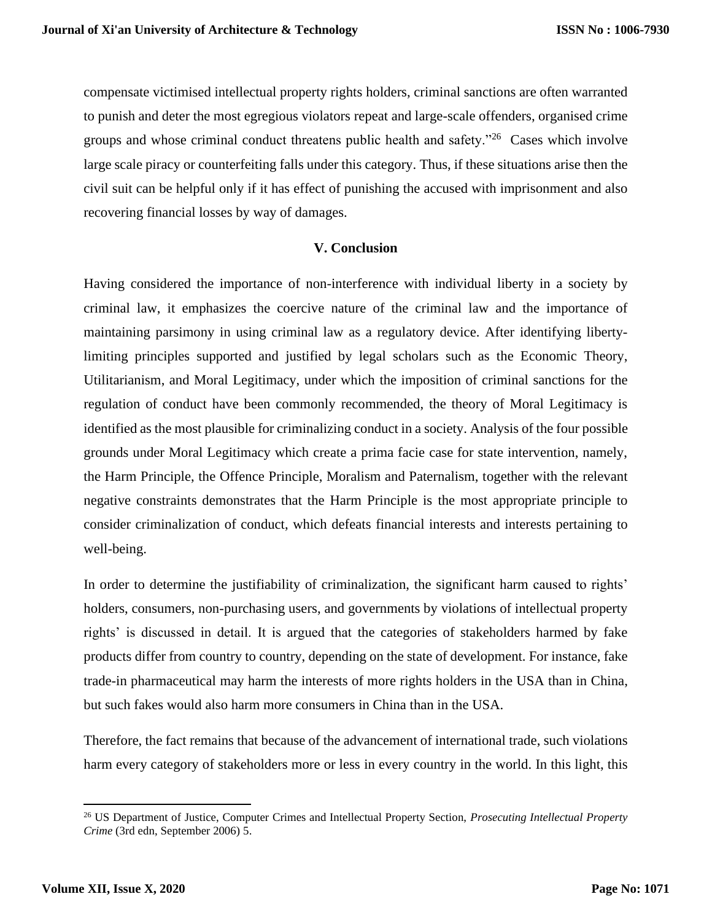compensate victimised intellectual property rights holders, criminal sanctions are often warranted to punish and deter the most egregious violators repeat and large-scale offenders, organised crime groups and whose criminal conduct threatens public health and safety."[26] Cases which involve large scale piracy or counterfeiting falls under this category. Thus, if these situations arise then the civil suit can be helpful only if it has effect of punishing the accused with imprisonment and also recovering financial losses by way of damages.

## V. Conclusion

Having considered the importance of non-interference with individual liberty in a society by criminal law, it emphasizes the coercive nature of the criminal law and the importance of maintaining parsimony in using criminal law as a regulatory device. After identifying liberty-limiting principles supported and justified by legal scholars such as the Economic Theory, Utilitarianism, and Moral Legitimacy, under which the imposition of criminal sanctions for the regulation of conduct have been commonly recommended, the theory of Moral Legitimacy is identified as the most plausible for criminalizing conduct in a society. Analysis of the four possible grounds under Moral Legitimacy which create a prima facie case for state intervention, namely, the Harm Principle, the Offence Principle, Moralism and Paternalism, together with the relevant negative constraints demonstrates that the Harm Principle is the most appropriate principle to consider criminalization of conduct, which defeats financial interests and interests pertaining to well-being.

In order to determine the justifiability of criminalization, the significant harm caused to rights' holders, consumers, non-purchasing users, and governments by violations of intellectual property rights' is discussed in detail. It is argued that the categories of stakeholders harmed by fake products differ from country to country, depending on the state of development. For instance, fake trade-in pharmaceutical may harm the interests of more rights holders in the USA than in China, but such fakes would also harm more consumers in China than in the USA.

Therefore, the fact remains that because of the advancement of international trade, such violations harm every category of stakeholders more or less in every country in the world. In this light, this

[26] US Department of Justice, Computer Crimes and Intellectual Property Section, *Prosecuting Intellectual Property Crime* (3rd edn, September 2006) 5.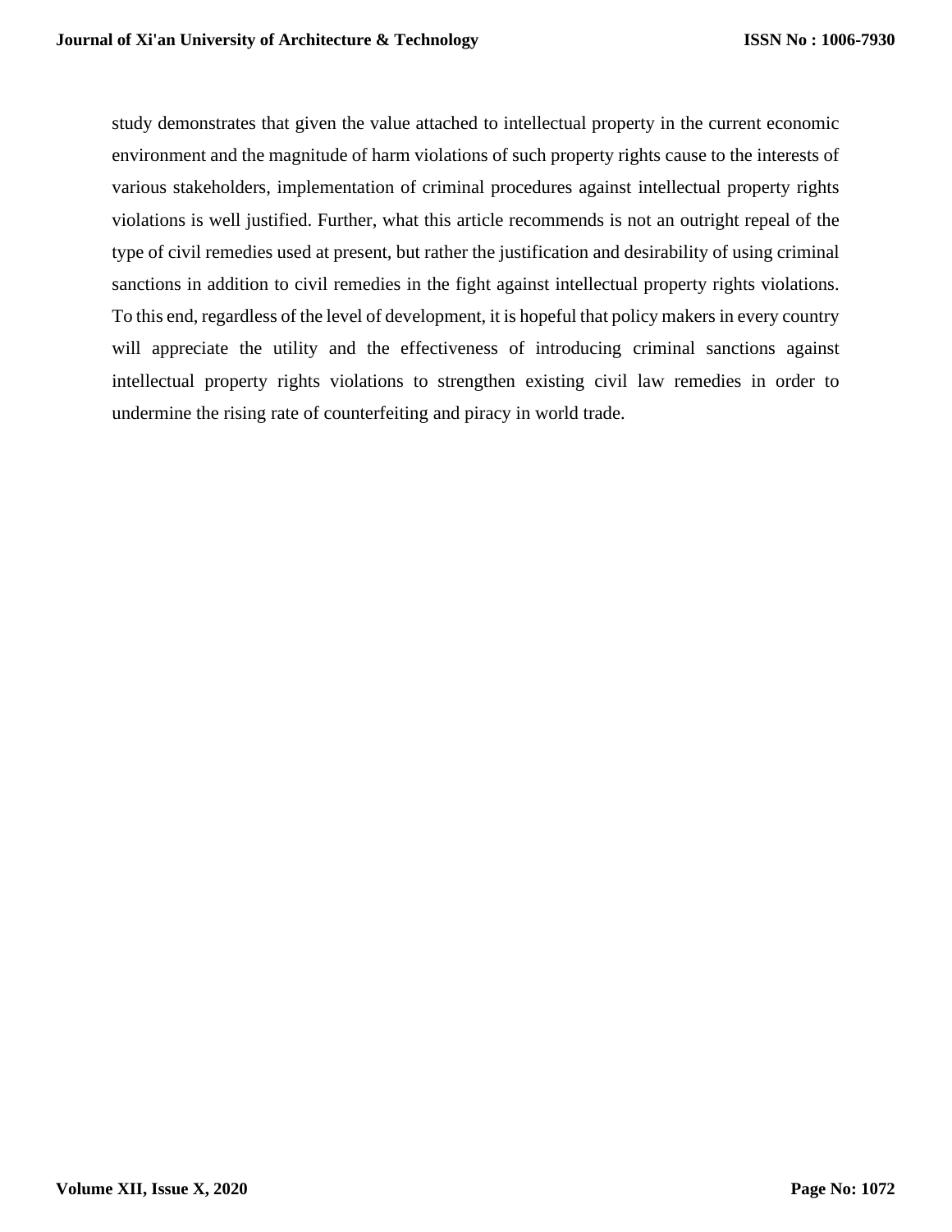study demonstrates that given the value attached to intellectual property in the current economic environment and the magnitude of harm violations of such property rights cause to the interests of various stakeholders, implementation of criminal procedures against intellectual property rights violations is well justified. Further, what this article recommends is not an outright repeal of the type of civil remedies used at present, but rather the justification and desirability of using criminal sanctions in addition to civil remedies in the fight against intellectual property rights violations. To this end, regardless of the level of development, it is hopeful that policy makers in every country will appreciate the utility and the effectiveness of introducing criminal sanctions against intellectual property rights violations to strengthen existing civil law remedies in order to undermine the rising rate of counterfeiting and piracy in world trade.